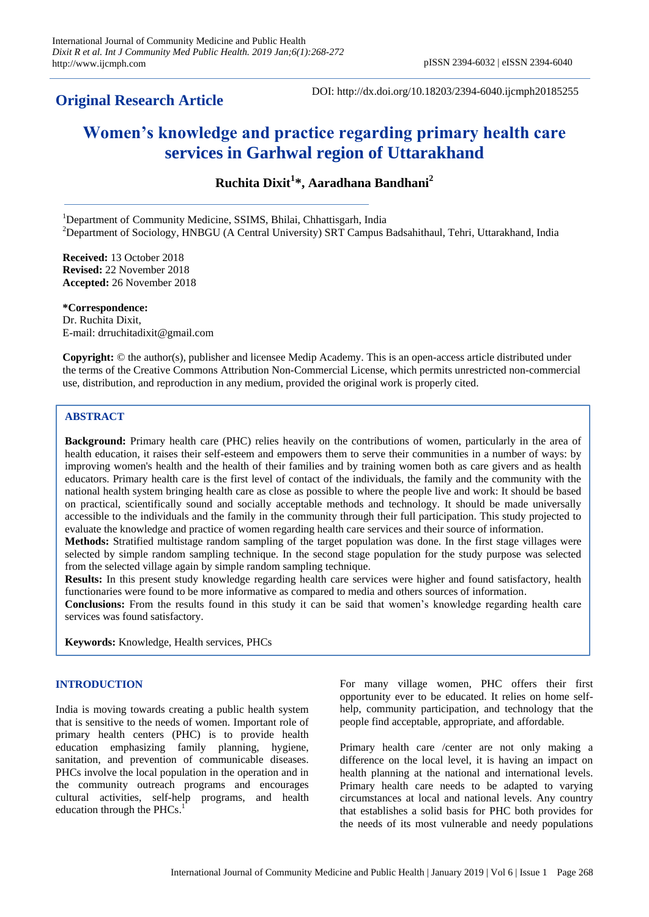**Original Research Article**

DOI: http://dx.doi.org/10.18203/2394-6040.ijcmph20185255

# Women's knowledge and practice regarding primary health care services in Garhwal region of Uttarakhand

**Ruchita Dixit[1]*, Aaradhana Bandhani[2]**

[1]Department of Community Medicine, SSIMS, Bhilai, Chhattisgarh, India
[2]Department of Sociology, HNBGU (A Central University) SRT Campus Badsahithaul, Tehri, Uttarakhand, India

**Received:** 13 October 2018
**Revised:** 22 November 2018
**Accepted:** 26 November 2018

***Correspondence:**
Dr. Ruchita Dixit,
E-mail: drruchitadixit@gmail.com

**Copyright:** © the author(s), publisher and licensee Medip Academy. This is an open-access article distributed under the terms of the Creative Commons Attribution Non-Commercial License, which permits unrestricted non-commercial use, distribution, and reproduction in any medium, provided the original work is properly cited.

## ABSTRACT

**Background:** Primary health care (PHC) relies heavily on the contributions of women, particularly in the area of health education, it raises their self-esteem and empowers them to serve their communities in a number of ways: by improving women's health and the health of their families and by training women both as care givers and as health educators. Primary health care is the first level of contact of the individuals, the family and the community with the national health system bringing health care as close as possible to where the people live and work: It should be based on practical, scientifically sound and socially acceptable methods and technology. It should be made universally accessible to the individuals and the family in the community through their full participation. This study projected to evaluate the knowledge and practice of women regarding health care services and their source of information.

**Methods:** Stratified multistage random sampling of the target population was done. In the first stage villages were selected by simple random sampling technique. In the second stage population for the study purpose was selected from the selected village again by simple random sampling technique.

**Results:** In this present study knowledge regarding health care services were higher and found satisfactory, health functionaries were found to be more informative as compared to media and others sources of information.

**Conclusions:** From the results found in this study it can be said that women's knowledge regarding health care services was found satisfactory.

**Keywords:** Knowledge, Health services, PHCs

## INTRODUCTION

India is moving towards creating a public health system that is sensitive to the needs of women. Important role of primary health centers (PHC) is to provide health education emphasizing family planning, hygiene, sanitation, and prevention of communicable diseases. PHCs involve the local population in the operation and in the community outreach programs and encourages cultural activities, self-help programs, and health education through the PHCs.[1]

For many village women, PHC offers their first opportunity ever to be educated. It relies on home self-help, community participation, and technology that the people find acceptable, appropriate, and affordable.

Primary health care /center are not only making a difference on the local level, it is having an impact on health planning at the national and international levels. Primary health care needs to be adapted to varying circumstances at local and national levels. Any country that establishes a solid basis for PHC both provides for the needs of its most vulnerable and needy populations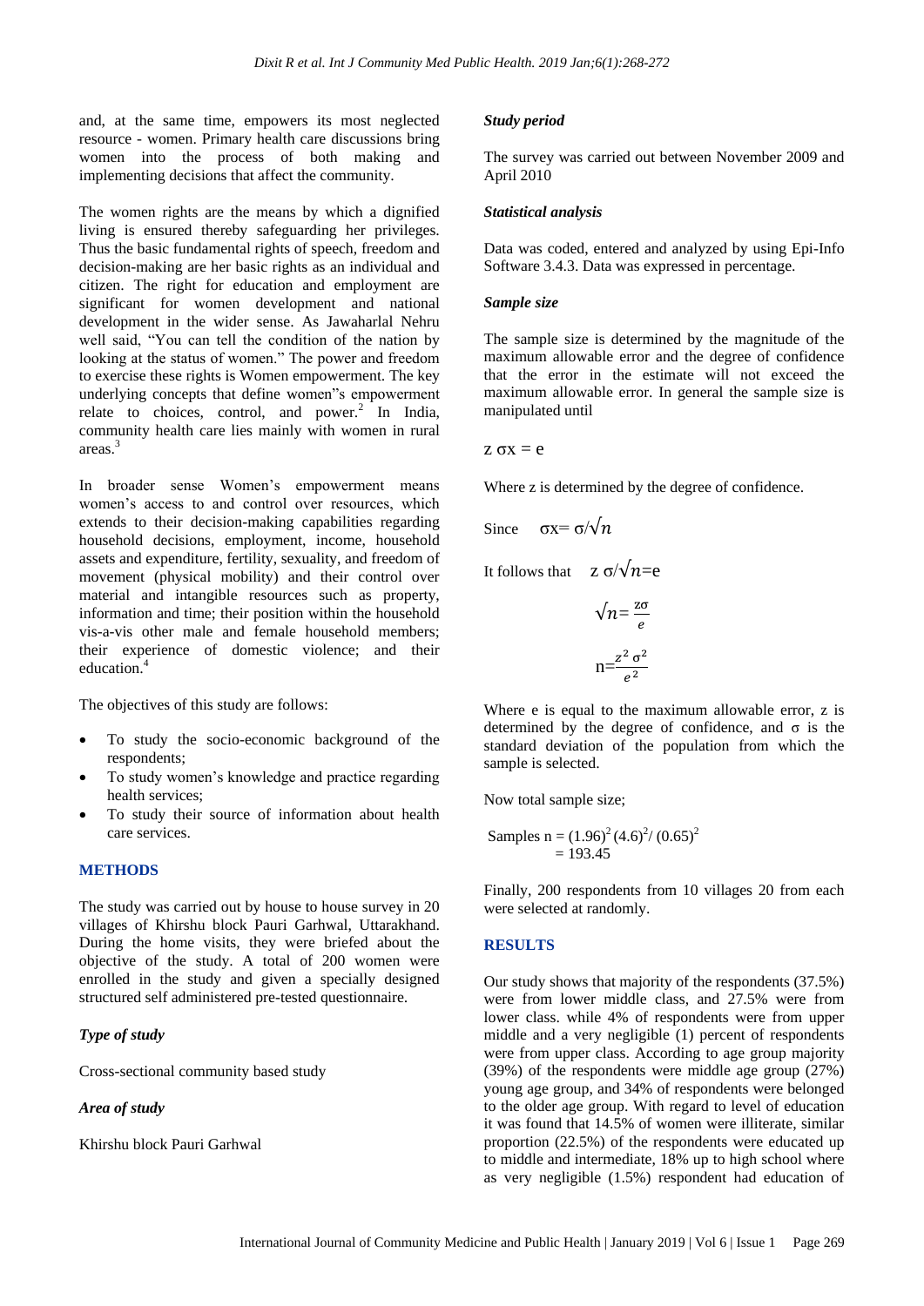and, at the same time, empowers its most neglected resource - women. Primary health care discussions bring women into the process of both making and implementing decisions that affect the community.

The women rights are the means by which a dignified living is ensured thereby safeguarding her privileges. Thus the basic fundamental rights of speech, freedom and decision-making are her basic rights as an individual and citizen. The right for education and employment are significant for women development and national development in the wider sense. As Jawaharlal Nehru well said, "You can tell the condition of the nation by looking at the status of women." The power and freedom to exercise these rights is Women empowerment. The key underlying concepts that define women"s empowerment relate to choices, control, and power.[2] In India, community health care lies mainly with women in rural areas.[3]

In broader sense Women's empowerment means women's access to and control over resources, which extends to their decision-making capabilities regarding household decisions, employment, income, household assets and expenditure, fertility, sexuality, and freedom of movement (physical mobility) and their control over material and intangible resources such as property, information and time; their position within the household vis-a-vis other male and female household members; their experience of domestic violence; and their education.[4]

The objectives of this study are follows:

- To study the socio-economic background of the respondents;
- To study women's knowledge and practice regarding health services;
- To study their source of information about health care services.

## METHODS

The study was carried out by house to house survey in 20 villages of Khirshu block Pauri Garhwal, Uttarakhand. During the home visits, they were briefed about the objective of the study. A total of 200 women were enrolled in the study and given a specially designed structured self administered pre-tested questionnaire.

### *Type of study*

Cross-sectional community based study

### *Area of study*

Khirshu block Pauri Garhwal

### *Study period*

The survey was carried out between November 2009 and April 2010

### *Statistical analysis*

Data was coded, entered and analyzed by using Epi-Info Software 3.4.3. Data was expressed in percentage.

### *Sample size*

The sample size is determined by the magnitude of the maximum allowable error and the degree of confidence that the error in the estimate will not exceed the maximum allowable error. In general the sample size is manipulated until

$$z\,\sigma x = e$$

Where z is determined by the degree of confidence.

Since $\sigma x = \sigma/\sqrt{n}$

It follows that $z\,\sigma/\sqrt{n} = e$

$$\sqrt{n} = \frac{z\sigma}{e}$$

$$n = \frac{z^2\,\sigma^2}{e^2}$$

Where e is equal to the maximum allowable error, z is determined by the degree of confidence, and σ is the standard deviation of the population from which the sample is selected.

Now total sample size;

$$\text{Samples } n = (1.96)^2\,(4.6)^2/\,(0.65)^2 = 193.45$$

Finally, 200 respondents from 10 villages 20 from each were selected at randomly.

## RESULTS

Our study shows that majority of the respondents (37.5%) were from lower middle class, and 27.5% were from lower class. while 4% of respondents were from upper middle and a very negligible (1) percent of respondents were from upper class. According to age group majority (39%) of the respondents were middle age group (27%) young age group, and 34% of respondents were belonged to the older age group. With regard to level of education it was found that 14.5% of women were illiterate, similar proportion (22.5%) of the respondents were educated up to middle and intermediate, 18% up to high school where as very negligible (1.5%) respondent had education of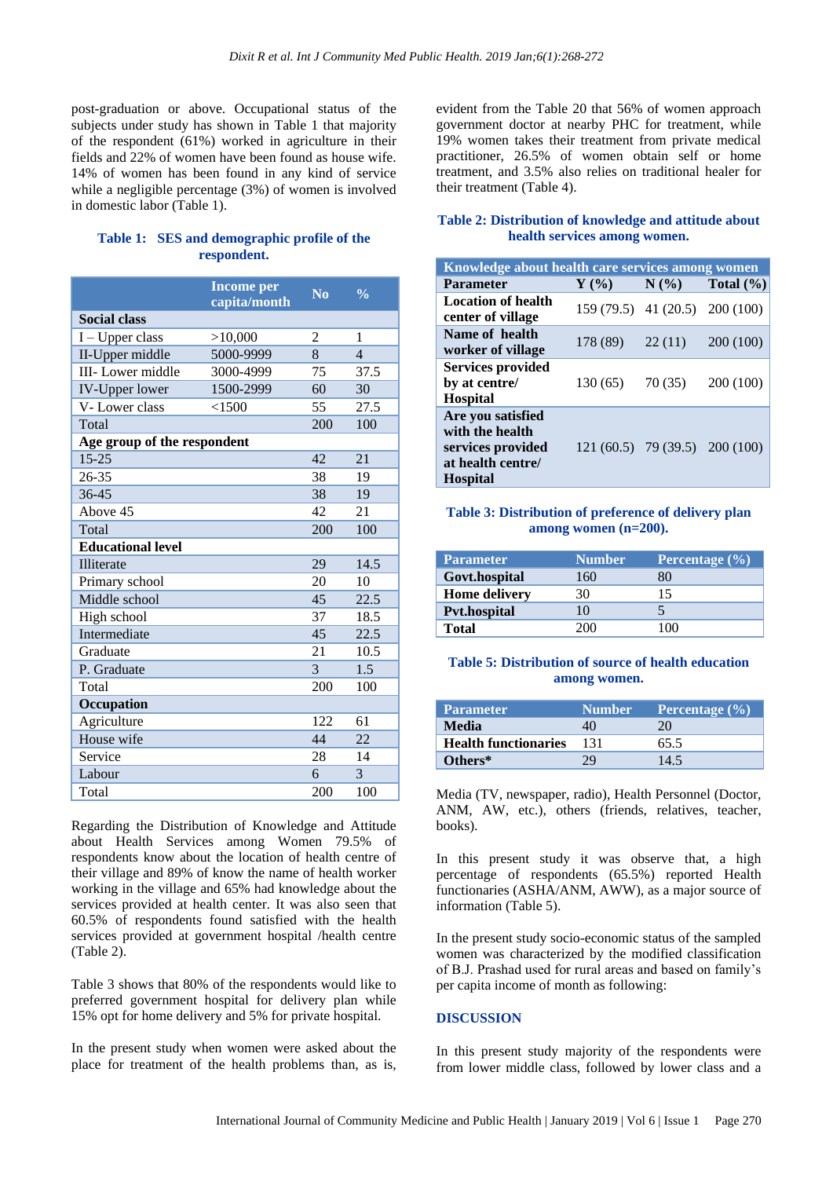post-graduation or above. Occupational status of the subjects under study has shown in Table 1 that majority of the respondent (61%) worked in agriculture in their fields and 22% of women have been found as house wife. 14% of women has been found in any kind of service while a negligible percentage (3%) of women is involved in domestic labor (Table 1).

**Table 1: SES and demographic profile of the respondent.**

| | Income per capita/month | No | % |
|---|---|---|---|
| **Social class** | | | |
| I – Upper class | >10,000 | 2 | 1 |
| II-Upper middle | 5000-9999 | 8 | 4 |
| III- Lower middle | 3000-4999 | 75 | 37.5 |
| IV-Upper lower | 1500-2999 | 60 | 30 |
| V- Lower class | <1500 | 55 | 27.5 |
| Total | | 200 | 100 |
| **Age group of the respondent** | | | |
| 15-25 | | 42 | 21 |
| 26-35 | | 38 | 19 |
| 36-45 | | 38 | 19 |
| Above 45 | | 42 | 21 |
| Total | | 200 | 100 |
| **Educational level** | | | |
| Illiterate | | 29 | 14.5 |
| Primary school | | 20 | 10 |
| Middle school | | 45 | 22.5 |
| High school | | 37 | 18.5 |
| Intermediate | | 45 | 22.5 |
| Graduate | | 21 | 10.5 |
| P. Graduate | | 3 | 1.5 |
| Total | | 200 | 100 |
| **Occupation** | | | |
| Agriculture | | 122 | 61 |
| House wife | | 44 | 22 |
| Service | | 28 | 14 |
| Labour | | 6 | 3 |
| Total | | 200 | 100 |

Regarding the Distribution of Knowledge and Attitude about Health Services among Women 79.5% of respondents know about the location of health centre of their village and 89% of know the name of health worker working in the village and 65% had knowledge about the services provided at health center. It was also seen that 60.5% of respondents found satisfied with the health services provided at government hospital /health centre (Table 2).

Table 3 shows that 80% of the respondents would like to preferred government hospital for delivery plan while 15% opt for home delivery and 5% for private hospital.

In the present study when women were asked about the place for treatment of the health problems than, as is, evident from the Table 20 that 56% of women approach government doctor at nearby PHC for treatment, while 19% women takes their treatment from private medical practitioner, 26.5% of women obtain self or home treatment, and 3.5% also relies on traditional healer for their treatment (Table 4).

**Table 2: Distribution of knowledge and attitude about health services among women.**

| Knowledge about health care services among women | | | |
|---|---|---|---|
| **Parameter** | **Y (%)** | **N (%)** | **Total (%)** |
| **Location of health center of village** | 159 (79.5) | 41 (20.5) | 200 (100) |
| **Name of health worker of village** | 178 (89) | 22 (11) | 200 (100) |
| **Services provided by at centre/ Hospital** | 130 (65) | 70 (35) | 200 (100) |
| **Are you satisfied with the health services provided at health centre/ Hospital** | 121 (60.5) | 79 (39.5) | 200 (100) |

**Table 3: Distribution of preference of delivery plan among women (n=200).**

| Parameter | Number | Percentage (%) |
|---|---|---|
| **Govt.hospital** | 160 | 80 |
| **Home delivery** | 30 | 15 |
| **Pvt.hospital** | 10 | 5 |
| **Total** | 200 | 100 |

**Table 5: Distribution of source of health education among women.**

| Parameter | Number | Percentage (%) |
|---|---|---|
| **Media** | 40 | 20 |
| **Health functionaries** | 131 | 65.5 |
| **Others*** | 29 | 14.5 |

Media (TV, newspaper, radio), Health Personnel (Doctor, ANM, AW, etc.), others (friends, relatives, teacher, books).

In this present study it was observe that, a high percentage of respondents (65.5%) reported Health functionaries (ASHA/ANM, AWW), as a major source of information (Table 5).

In the present study socio-economic status of the sampled women was characterized by the modified classification of B.J. Prashad used for rural areas and based on family's per capita income of month as following:

## DISCUSSION

In this present study majority of the respondents were from lower middle class, followed by lower class and a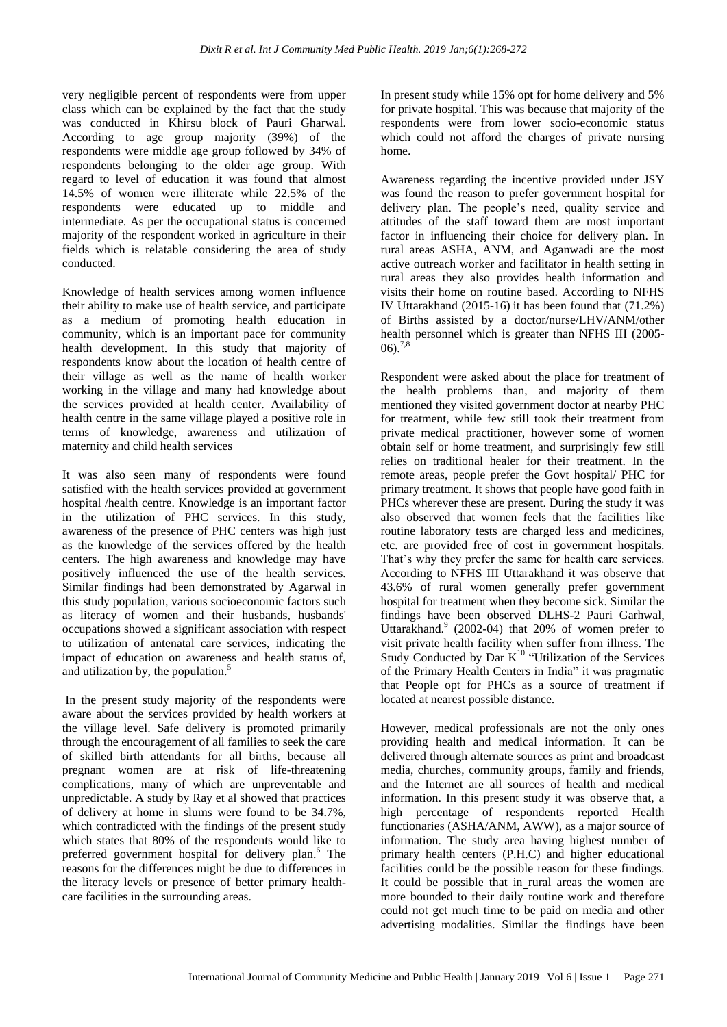very negligible percent of respondents were from upper class which can be explained by the fact that the study was conducted in Khirsu block of Pauri Gharwal. According to age group majority (39%) of the respondents were middle age group followed by 34% of respondents belonging to the older age group. With regard to level of education it was found that almost 14.5% of women were illiterate while 22.5% of the respondents were educated up to middle and intermediate. As per the occupational status is concerned majority of the respondent worked in agriculture in their fields which is relatable considering the area of study conducted.

Knowledge of health services among women influence their ability to make use of health service, and participate as a medium of promoting health education in community, which is an important pace for community health development. In this study that majority of respondents know about the location of health centre of their village as well as the name of health worker working in the village and many had knowledge about the services provided at health center. Availability of health centre in the same village played a positive role in terms of knowledge, awareness and utilization of maternity and child health services

It was also seen many of respondents were found satisfied with the health services provided at government hospital /health centre. Knowledge is an important factor in the utilization of PHC services. In this study, awareness of the presence of PHC centers was high just as the knowledge of the services offered by the health centers. The high awareness and knowledge may have positively influenced the use of the health services. Similar findings had been demonstrated by Agarwal in this study population, various socioeconomic factors such as literacy of women and their husbands, husbands' occupations showed a significant association with respect to utilization of antenatal care services, indicating the impact of education on awareness and health status of, and utilization by, the population.[5]

In the present study majority of the respondents were aware about the services provided by health workers at the village level. Safe delivery is promoted primarily through the encouragement of all families to seek the care of skilled birth attendants for all births, because all pregnant women are at risk of life-threatening complications, many of which are unpreventable and unpredictable. A study by Ray et al showed that practices of delivery at home in slums were found to be 34.7%, which contradicted with the findings of the present study which states that 80% of the respondents would like to preferred government hospital for delivery plan.[6] The reasons for the differences might be due to differences in the literacy levels or presence of better primary health-care facilities in the surrounding areas.

In present study while 15% opt for home delivery and 5% for private hospital. This was because that majority of the respondents were from lower socio-economic status which could not afford the charges of private nursing home.

Awareness regarding the incentive provided under JSY was found the reason to prefer government hospital for delivery plan. The people's need, quality service and attitudes of the staff toward them are most important factor in influencing their choice for delivery plan. In rural areas ASHA, ANM, and Aganwadi are the most active outreach worker and facilitator in health setting in rural areas they also provides health information and visits their home on routine based. According to NFHS IV Uttarakhand (2015-16) it has been found that (71.2%) of Births assisted by a doctor/nurse/LHV/ANM/other health personnel which is greater than NFHS III (2005-06).[7,8]

Respondent were asked about the place for treatment of the health problems than, and majority of them mentioned they visited government doctor at nearby PHC for treatment, while few still took their treatment from private medical practitioner, however some of women obtain self or home treatment, and surprisingly few still relies on traditional healer for their treatment. In the remote areas, people prefer the Govt hospital/ PHC for primary treatment. It shows that people have good faith in PHCs wherever these are present. During the study it was also observed that women feels that the facilities like routine laboratory tests are charged less and medicines, etc. are provided free of cost in government hospitals. That's why they prefer the same for health care services. According to NFHS III Uttarakhand it was observe that 43.6% of rural women generally prefer government hospital for treatment when they become sick. Similar the findings have been observed DLHS-2 Pauri Garhwal, Uttarakhand.[9] (2002-04) that 20% of women prefer to visit private health facility when suffer from illness. The Study Conducted by Dar K[10] "Utilization of the Services of the Primary Health Centers in India" it was pragmatic that People opt for PHCs as a source of treatment if located at nearest possible distance.

However, medical professionals are not the only ones providing health and medical information. It can be delivered through alternate sources as print and broadcast media, churches, community groups, family and friends, and the Internet are all sources of health and medical information. In this present study it was observe that, a high percentage of respondents reported Health functionaries (ASHA/ANM, AWW), as a major source of information. The study area having highest number of primary health centers (P.H.C) and higher educational facilities could be the possible reason for these findings. It could be possible that in rural areas the women are more bounded to their daily routine work and therefore could not get much time to be paid on media and other advertising modalities. Similar the findings have been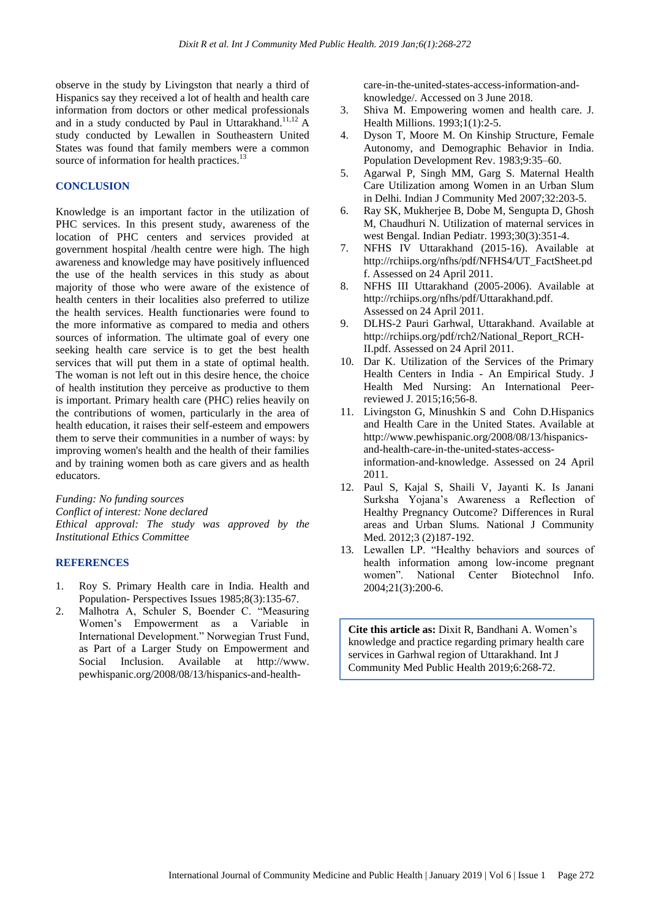observe in the study by Livingston that nearly a third of Hispanics say they received a lot of health and health care information from doctors or other medical professionals and in a study conducted by Paul in Uttarakhand.[11,12] A study conducted by Lewallen in Southeastern United States was found that family members were a common source of information for health practices.[13]

## CONCLUSION

Knowledge is an important factor in the utilization of PHC services. In this present study, awareness of the location of PHC centers and services provided at government hospital /health centre were high. The high awareness and knowledge may have positively influenced the use of the health services in this study as about majority of those who were aware of the existence of health centers in their localities also preferred to utilize the health services. Health functionaries were found to the more informative as compared to media and others sources of information. The ultimate goal of every one seeking health care service is to get the best health services that will put them in a state of optimal health. The woman is not left out in this desire hence, the choice of health institution they perceive as productive to them is important. Primary health care (PHC) relies heavily on the contributions of women, particularly in the area of health education, it raises their self-esteem and empowers them to serve their communities in a number of ways: by improving women's health and the health of their families and by training women both as care givers and as health educators.

*Funding: No funding sources*
*Conflict of interest: None declared*
*Ethical approval: The study was approved by the Institutional Ethics Committee*

## REFERENCES

1. Roy S. Primary Health care in India. Health and Population- Perspectives Issues 1985;8(3):135-67.
2. Malhotra A, Schuler S, Boender C. "Measuring Women's Empowerment as a Variable in International Development." Norwegian Trust Fund, as Part of a Larger Study on Empowerment and Social Inclusion. Available at http://www.pewhispanic.org/2008/08/13/hispanics-and-health-care-in-the-united-states-access-information-and-knowledge/. Accessed on 3 June 2018.
3. Shiva M. Empowering women and health care. J. Health Millions. 1993;1(1):2-5.
4. Dyson T, Moore M. On Kinship Structure, Female Autonomy, and Demographic Behavior in India. Population Development Rev. 1983;9:35–60.
5. Agarwal P, Singh MM, Garg S. Maternal Health Care Utilization among Women in an Urban Slum in Delhi. Indian J Community Med 2007;32:203-5.
6. Ray SK, Mukherjee B, Dobe M, Sengupta D, Ghosh M, Chaudhuri N. Utilization of maternal services in west Bengal. Indian Pediatr. 1993;30(3):351-4.
7. NFHS IV Uttarakhand (2015-16). Available at http://rchiips.org/nfhs/pdf/NFHS4/UT_FactSheet.pdf. Assessed on 24 April 2011.
8. NFHS III Uttarakhand (2005-2006). Available at http://rchiips.org/nfhs/pdf/Uttarakhand.pdf. Assessed on 24 April 2011.
9. DLHS-2 Pauri Garhwal, Uttarakhand. Available at http://rchiips.org/pdf/rch2/National_Report_RCH-II.pdf. Assessed on 24 April 2011.
10. Dar K. Utilization of the Services of the Primary Health Centers in India - An Empirical Study. J Health Med Nursing: An International Peer-reviewed J. 2015;16;56-8.
11. Livingston G, Minushkin S and Cohn D.Hispanics and Health Care in the United States. Available at http://www.pewhispanic.org/2008/08/13/hispanics-and-health-care-in-the-united-states-access-information-and-knowledge. Assessed on 24 April 2011.
12. Paul S, Kajal S, Shaili V, Jayanti K. Is Janani Surksha Yojana's Awareness a Reflection of Healthy Pregnancy Outcome? Differences in Rural areas and Urban Slums. National J Community Med. 2012;3 (2)187-192.
13. Lewallen LP. "Healthy behaviors and sources of health information among low-income pregnant women". National Center Biotechnol Info. 2004;21(3):200-6.

**Cite this article as:** Dixit R, Bandhani A. Women's knowledge and practice regarding primary health care services in Garhwal region of Uttarakhand. Int J Community Med Public Health 2019;6:268-72.